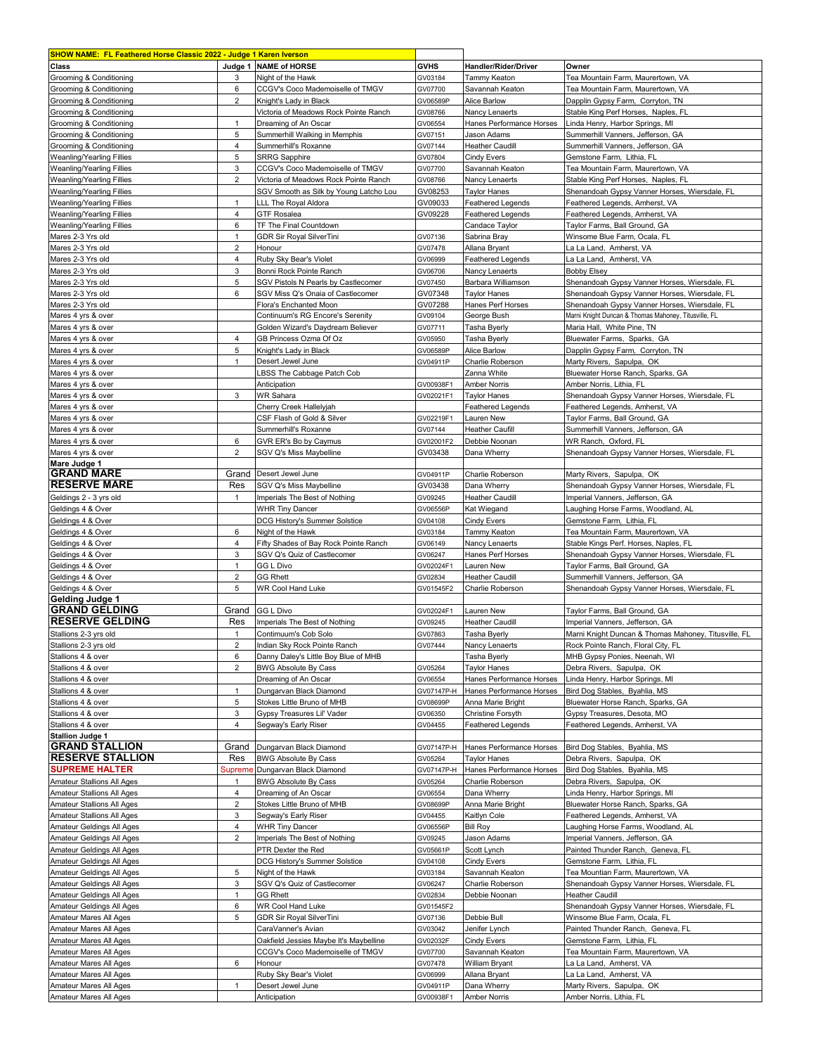| SHOW NAME: FL Feathered Horse Classic 2022 - Judge 1 Karen Iverson | | | | | |
|---|---|---|---|---|---|
| **Class** | **Judge 1** | **NAME of HORSE** | **GVHS** | **Handler/Rider/Driver** | **Owner** |
| Grooming & Conditioning | 3 | Night of the Hawk | GV03184 | Tammy Keaton | Tea Mountain Farm, Maurertown, VA |
| Grooming & Conditioning | 6 | CCGV's Coco Mademoiselle of TMGV | GV07700 | Savannah Keaton | Tea Mountain Farm, Maurertown, VA |
| Grooming & Conditioning | 2 | Knight's Lady in Black | GV06589P | Alice Barlow | Dapplin Gypsy Farm, Corryton, TN |
| Grooming & Conditioning | | Victoria of Meadows Rock Pointe Ranch | GV08766 | Nancy Lenaerts | Stable King Perf Horses, Naples, FL |
| Grooming & Conditioning | 1 | Dreaming of An Oscar | GV06554 | Hanes Performance Horses | Linda Henry, Harbor Springs, MI |
| Grooming & Conditioning | 5 | Summerhill Walking in Memphis | GV07151 | Jason Adams | Summerhill Vanners, Jefferson, GA |
| Grooming & Conditioning | 4 | Summerhill's Roxanne | GV07144 | Heather Caudill | Summerhill Vanners, Jefferson, GA |
| Weanling/Yearling Fillies | 5 | SRRG Sapphire | GV07804 | Cindy Evers | Gemstone Farm, Lithia, FL |
| Weanling/Yearling Fillies | 3 | CCGV's Coco Mademoiselle of TMGV | GV07700 | Savannah Keaton | Tea Mountain Farm, Maurertown, VA |
| Weanling/Yearling Fillies | 2 | Victoria of Meadows Rock Pointe Ranch | GV08766 | Nancy Lenaerts | Stable King Perf Horses, Naples, FL |
| Weanling/Yearling Fillies | | SGV Smooth as Silk by Young Latcho Lou | GV08253 | Taylor Hanes | Shenandoah Gypsy Vanner Horses, Wiersdale, FL |
| Weanling/Yearling Fillies | 1 | LLL The Royal Aldora | GV09033 | Feathered Legends | Feathered Legends, Amherst, VA |
| Weanling/Yearling Fillies | 4 | GTF Rosalea | GV09228 | Feathered Legends | Feathered Legends, Amherst, VA |
| Weanling/Yearling Fillies | 6 | TF The Final Countdown | | Candace Taylor | Taylor Farms, Ball Ground, GA |
| Mares 2-3 Yrs old | 1 | GDR Sir Royal SilverTini | GV07136 | Sabrina Bray | Winsome Blue Farm, Ocala, FL |
| Mares 2-3 Yrs old | 2 | Honour | GV07478 | Allana Bryant | La La Land, Amherst, VA |
| Mares 2-3 Yrs old | 4 | Ruby Sky Bear's Violet | GV06999 | Feathered Legends | La La Land, Amherst, VA |
| Mares 2-3 Yrs old | 3 | Bonni Rock Pointe Ranch | GV06706 | Nancy Lenaerts | Bobby Elsey |
| Mares 2-3 Yrs old | 5 | SGV Pistols N Pearls by Castlecomer | GV07450 | Barbara Williamson | Shenandoah Gypsy Vanner Horses, Wiersdale, FL |
| Mares 2-3 Yrs old | 6 | SGV Miss Q's Onaia of Castlecomer | GV07348 | Taylor Hanes | Shenandoah Gypsy Vanner Horses, Wiersdale, FL |
| Mares 2-3 Yrs old | | Flora's Enchanted Moon | GV07288 | Hanes Perf Horses | Shenandoah Gypsy Vanner Horses, Wiersdale, FL |
| Mares 4 yrs & over | | Continuum's RG Encore's Serenity | GV09104 | George Bush | Marni Knight Duncan & Thomas Mahoney, Titusville, FL |
| Mares 4 yrs & over | | Golden Wizard's Daydream Believer | GV07711 | Tasha Byerly | Maria Hall, White Pine, TN |
| Mares 4 yrs & over | 4 | GB Princess Ozma Of Oz | GV05950 | Tasha Byerly | Bluewater Farms, Sparks, GA |
| Mares 4 yrs & over | 5 | Knight's Lady in Black | GV06589P | Alice Barlow | Dapplin Gypsy Farm, Corryton, TN |
| Mares 4 yrs & over | 1 | Desert Jewel June | GV04911P | Charlie Roberson | Marty Rivers, Sapulpa, OK |
| Mares 4 yrs & over | | LBSS The Cabbage Patch Cob | | Zanna White | Bluewater Horse Ranch, Sparks, GA |
| Mares 4 yrs & over | | Anticipation | GV00938F1 | Amber Norris | Amber Norris, Lithia, FL |
| Mares 4 yrs & over | 3 | WR Sahara | GV02021F1 | Taylor Hanes | Shenandoah Gypsy Vanner Horses, Wiersdale, FL |
| Mares 4 yrs & over | | Cherry Creek Hallelyjah | | Feathered Legends | Feathered Legends, Amherst, VA |
| Mares 4 yrs & over | | CSF Flash of Gold & Silver | GV02219F1 | Lauren New | Taylor Farms, Ball Ground, GA |
| Mares 4 yrs & over | | Summerhill's Roxanne | GV07144 | Heather Caufill | Summerhill Vanners, Jefferson, GA |
| Mares 4 yrs & over | 6 | GVR ER's Bo by Caymus | GV02001F2 | Debbie Noonan | WR Ranch, Oxford, FL |
| Mares 4 yrs & over | 2 | SGV Q's Miss Maybelline | GV03438 | Dana Wherry | Shenandoah Gypsy Vanner Horses, Wiersdale, FL |
| **Mare Judge 1** | | | | | |
| **GRAND MARE** | Grand | Desert Jewel June | GV04911P | Charlie Roberson | Marty Rivers, Sapulpa, OK |
| **RESERVE MARE** | Res | SGV Q's Miss Maybelline | GV03438 | Dana Wherry | Shenandoah Gypsy Vanner Horses, Wiersdale, FL |
| Geldings 2 - 3 yrs old | 1 | Imperials The Best of Nothing | GV09245 | Heather Caudill | Imperial Vanners, Jefferson, GA |
| Geldings 4 & Over | | WHR Tiny Dancer | GV06556P | Kat Wiegand | Laughing Horse Farms, Woodland, AL |
| Geldings 4 & Over | | DCG History's Summer Solstice | GV04108 | Cindy Evers | Gemstone Farm, Lithia, FL |
| Geldings 4 & Over | 6 | Night of the Hawk | GV03184 | Tammy Keaton | Tea Mountain Farm, Maurertown, VA |
| Geldings 4 & Over | 4 | Fifty Shades of Bay Rock Pointe Ranch | GV06149 | Nancy Lenaerts | Stable Kings Perf. Horses, Naples, FL |
| Geldings 4 & Over | 3 | SGV Q's Quiz of Castlecomer | GV06247 | Hanes Perf Horses | Shenandoah Gypsy Vanner Horses, Wiersdale, FL |
| Geldings 4 & Over | 1 | GG L Divo | GV02024F1 | Lauren New | Taylor Farms, Ball Ground, GA |
| Geldings 4 & Over | 2 | GG Rhett | GV02834 | Heather Caudill | Summerhill Vanners, Jefferson, GA |
| Geldings 4 & Over | 5 | WR Cool Hand Luke | GV01545F2 | Charlie Roberson | Shenandoah Gypsy Vanner Horses, Wiersdale, FL |
| **Gelding Judge 1** | | | | | |
| **GRAND GELDING** | Grand | GG L Divo | GV02024F1 | Lauren New | Taylor Farms, Ball Ground, GA |
| **RESERVE GELDING** | Res | Imperials The Best of Nothing | GV09245 | Heather Caudill | Imperial Vanners, Jefferson, GA |
| Stallions 2-3 yrs old | 1 | Continuum's Cob Solo | GV07863 | Tasha Byerly | Marni Knight Duncan & Thomas Mahoney, Titusville, FL |
| Stallions 2-3 yrs old | 2 | Indian Sky Rock Pointe Ranch | GV07444 | Nancy Lenaerts | Rock Pointe Ranch, Floral City, FL |
| Stallions 4 & over | 6 | Danny Daley's Little Boy Blue of MHB | | Tasha Byerly | MHB Gypsy Ponies, Neenah, WI |
| Stallions 4 & over | 2 | BWG Absolute By Cass | GV05264 | Taylor Hanes | Debra Rivers, Sapulpa, OK |
| Stallions 4 & over | | Dreaming of An Oscar | GV06554 | Hanes Performance Horses | Linda Henry, Harbor Springs, MI |
| Stallions 4 & over | 1 | Dungarvan Black Diamond | GV07147P-H | Hanes Performance Horses | Bird Dog Stables, Byahlia, MS |
| Stallions 4 & over | 5 | Stokes Little Bruno of MHB | GV08699P | Anna Marie Bright | Bluewater Horse Ranch, Sparks, GA |
| Stallions 4 & over | 3 | Gypsy Treasures Lil' Vader | GV06350 | Christine Forsyth | Gypsy Treasures, Desota, MO |
| Stallions 4 & over | 4 | Segway's Early Riser | GV04455 | Feathered Legends | Feathered Legends, Amherst, VA |
| **Stallion Judge 1** | | | | | |
| **GRAND STALLION** | Grand | Dungarvan Black Diamond | GV07147P-H | Hanes Performance Horses | Bird Dog Stables, Byahlia, MS |
| **RESERVE STALLION** | Res | BWG Absolute By Cass | GV05264 | Taylor Hanes | Debra Rivers, Sapulpa, OK |
| **SUPREME HALTER** | Supreme | Dungarvan Black Diamond | GV07147P-H | Hanes Performance Horses | Bird Dog Stables, Byahlia, MS |
| Amateur Stallions All Ages | 1 | BWG Absolute By Cass | GV05264 | Charlie Roberson | Debra Rivers, Sapulpa, OK |
| Amateur Stallions All Ages | 4 | Dreaming of An Oscar | GV06554 | Dana Wherry | Linda Henry, Harbor Springs, MI |
| Amateur Stallions All Ages | 2 | Stokes Little Bruno of MHB | GV08699P | Anna Marie Bright | Bluewater Horse Ranch, Sparks, GA |
| Amateur Stallions All Ages | 3 | Segway's Early Riser | GV04455 | Kaitlyn Cole | Feathered Legends, Amherst, VA |
| Amateur Geldings All Ages | 4 | WHR Tiny Dancer | GV06556P | Bill Roy | Laughing Horse Farms, Woodland, AL |
| Amateur Geldings All Ages | 2 | Imperials The Best of Nothing | GV09245 | Jason Adams | Imperial Vanners, Jefferson, GA |
| Amateur Geldings All Ages | | PTR Dexter the Red | GV05661P | Scott Lynch | Painted Thunder Ranch, Geneva, FL |
| Amateur Geldings All Ages | | DCG History's Summer Solstice | GV04108 | Cindy Evers | Gemstone Farm, Lithia, FL |
| Amateur Geldings All Ages | 5 | Night of the Hawk | GV03184 | Savannah Keaton | Tea Mountain Farm, Maurertown, VA |
| Amateur Geldings All Ages | 3 | SGV Q's Quiz of Castlecomer | GV06247 | Charlie Roberson | Shenandoah Gypsy Vanner Horses, Wiersdale, FL |
| Amateur Geldings All Ages | 1 | GG Rhett | GV02834 | Debbie Noonan | Heather Caudill |
| Amateur Geldings All Ages | 6 | WR Cool Hand Luke | GV01545F2 | | Shenandoah Gypsy Vanner Horses, Wiersdale, FL |
| Amateur Mares All Ages | 5 | GDR Sir Royal SilverTini | GV07136 | Debbie Bull | Winsome Blue Farm, Ocala, FL |
| Amateur Mares All Ages | | CaraVanner's Avian | GV03042 | Jenifer Lynch | Painted Thunder Ranch, Geneva, FL |
| Amateur Mares All Ages | | Oakfield Jessies Maybe It's Maybelline | GV02032F | Cindy Evers | Gemstone Farm, Lithia, FL |
| Amateur Mares All Ages | | CCGV's Coco Mademoiselle of TMGV | GV07700 | Savannah Keaton | Tea Mountain Farm, Maurertown, VA |
| Amateur Mares All Ages | 6 | Honour | GV07478 | William Bryant | La La Land, Amherst, VA |
| Amateur Mares All Ages | | Ruby Sky Bear's Violet | GV06999 | Allana Bryant | La La Land, Amherst, VA |
| Amateur Mares All Ages | 1 | Desert Jewel June | GV04911P | Dana Wherry | Marty Rivers, Sapulpa, OK |
| Amateur Mares All Ages | | Anticipation | GV00938F1 | Amber Norris | Amber Norris, Lithia, FL |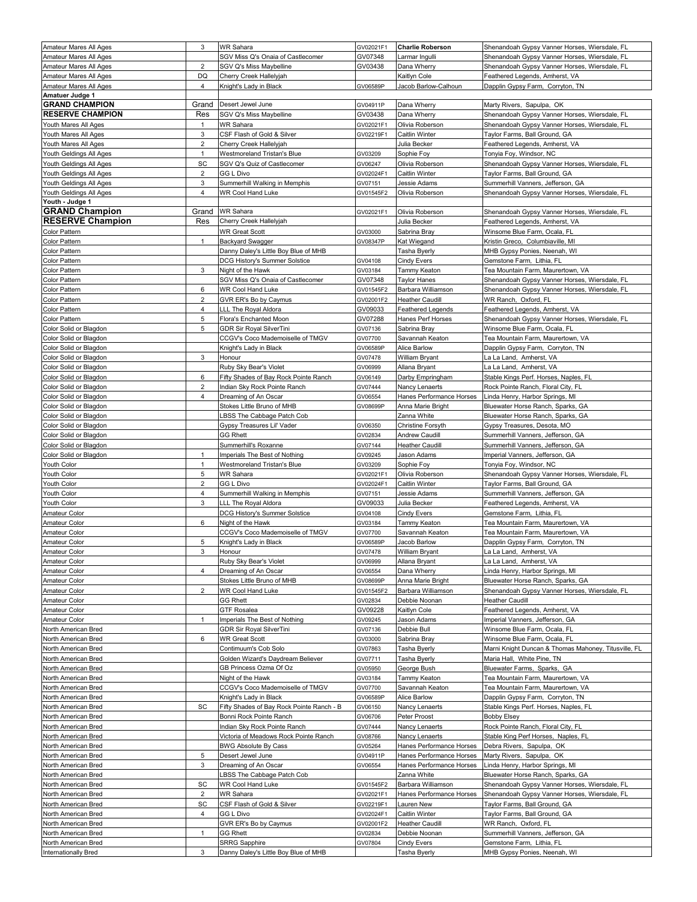| | | | | | |
|---|---|---|---|---|---|
| Amateur Mares All Ages | 3 | WR Sahara | GV02021F1 | **Charlie Roberson** | Shenandoah Gypsy Vanner Horses, Wiersdale, FL |
| Amateur Mares All Ages | | SGV Miss Q's Onaia of Castlecomer | GV07348 | Larmar Ingulli | Shenandoah Gypsy Vanner Horses, Wiersdale, FL |
| Amateur Mares All Ages | 2 | SGV Q's Miss Maybelline | GV03438 | Dana Wherry | Shenandoah Gypsy Vanner Horses, Wiersdale, FL |
| Amateur Mares All Ages | DQ | Cherry Creek Hallelyjah | | Kaitlyn Cole | Feathered Legends, Amherst, VA |
| Amateur Mares All Ages | 4 | Knight's Lady in Black | GV06589P | Jacob Barlow-Calhoun | Dapplin Gypsy Farm, Corryton, TN |
| **Amatuer Judge 1** | | | | | |
| **GRAND CHAMPION** | Grand | Desert Jewel June | GV04911P | Dana Wherry | Marty Rivers, Sapulpa, OK |
| **RESERVE CHAMPION** | Res | SGV Q's Miss Maybelline | GV03438 | Dana Wherry | Shenandoah Gypsy Vanner Horses, Wiersdale, FL |
| Youth Mares All Ages | 1 | WR Sahara | GV02021F1 | Olivia Roberson | Shenandoah Gypsy Vanner Horses, Wiersdale, FL |
| Youth Mares All Ages | 3 | CSF Flash of Gold & Silver | GV02219F1 | Caitlin Winter | Taylor Farms, Ball Ground, GA |
| Youth Mares All Ages | 2 | Cherry Creek Hallelyjah | | Julia Becker | Feathered Legends, Amherst, VA |
| Youth Geldings All Ages | 1 | Westmoreland Tristan's Blue | GV03209 | Sophie Foy | Tonyia Foy, Windsor, NC |
| Youth Geldings All Ages | SC | SGV Q's Quiz of Castlecomer | GV06247 | Olivia Roberson | Shenandoah Gypsy Vanner Horses, Wiersdale, FL |
| Youth Geldings All Ages | 2 | GG L Divo | GV02024F1 | Caitlin Winter | Taylor Farms, Ball Ground, GA |
| Youth Geldings All Ages | 3 | Summerhill Walking in Memphis | GV07151 | Jessie Adams | Summerhill Vanners, Jefferson, GA |
| Youth Geldings All Ages | 4 | WR Cool Hand Luke | GV01545F2 | Olivia Roberson | Shenandoah Gypsy Vanner Horses, Wiersdale, FL |
| **Youth - Judge 1** | | | | | |
| **GRAND Champion** | Grand | WR Sahara | GV02021F1 | Olivia Roberson | Shenandoah Gypsy Vanner Horses, Wiersdale, FL |
| **RESERVE Champion** | Res | Cherry Creek Hallelyjah | | Julia Becker | Feathered Legends, Amherst, VA |
| Color Pattern | | WR Great Scott | GV03000 | Sabrina Bray | Winsome Blue Farm, Ocala, FL |
| Color Pattern | 1 | Backyard Swagger | GV08347P | Kat Wiegand | Kristin Greco, Columbiaville, MI |
| Color Pattern | | Danny Daley's Little Boy Blue of MHB | | Tasha Byerly | MHB Gypsy Ponies, Neenah, WI |
| Color Pattern | | DCG History's Summer Solstice | GV04108 | Cindy Evers | Gemstone Farm, Lithia, FL |
| Color Pattern | 3 | Night of the Hawk | GV03184 | Tammy Keaton | Tea Mountain Farm, Maurertown, VA |
| Color Pattern | | SGV Miss Q's Onaia of Castlecomer | GV07348 | Taylor Hanes | Shenandoah Gypsy Vanner Horses, Wiersdale, FL |
| Color Pattern | 6 | WR Cool Hand Luke | GV01545F2 | Barbara Williamson | Shenandoah Gypsy Vanner Horses, Wiersdale, FL |
| Color Pattern | 2 | GVR ER's Bo by Caymus | GV02001F2 | Heather Caudill | WR Ranch, Oxford, FL |
| Color Pattern | 4 | LLL The Royal Aldora | GV09033 | Feathered Legends | Feathered Legends, Amherst, VA |
| Color Pattern | 5 | Flora's Enchanted Moon | GV07288 | Hanes Perf Horses | Shenandoah Gypsy Vanner Horses, Wiersdale, FL |
| Color Solid or Blagdon | 5 | GDR Sir Royal SilverTini | GV07136 | Sabrina Bray | Winsome Blue Farm, Ocala, FL |
| Color Solid or Blagdon | | CCGV's Coco Mademoiselle of TMGV | GV07700 | Savannah Keaton | Tea Mountain Farm, Maurertown, VA |
| Color Solid or Blagdon | | Knight's Lady in Black | GV06589P | Alice Barlow | Dapplin Gypsy Farm, Corryton, TN |
| Color Solid or Blagdon | 3 | Honour | GV07478 | William Bryant | La La Land, Amherst, VA |
| Color Solid or Blagdon | | Ruby Sky Bear's Violet | GV06999 | Allana Bryant | La La Land, Amherst, VA |
| Color Solid or Blagdon | 6 | Fifty Shades of Bay Rock Pointe Ranch | GV06149 | Darby Empringham | Stable Kings Perf. Horses, Naples, FL |
| Color Solid or Blagdon | 2 | Indian Sky Rock Pointe Ranch | GV07444 | Nancy Lenaerts | Rock Pointe Ranch, Floral City, FL |
| Color Solid or Blagdon | 4 | Dreaming of An Oscar | GV06554 | Hanes Performance Horses | Linda Henry, Harbor Springs, MI |
| Color Solid or Blagdon | | Stokes Little Bruno of MHB | GV08699P | Anna Marie Bright | Bluewater Horse Ranch, Sparks, GA |
| Color Solid or Blagdon | | LBSS The Cabbage Patch Cob | | Zanna White | Bluewater Horse Ranch, Sparks, GA |
| Color Solid or Blagdon | | Gypsy Treasures Lil' Vader | GV06350 | Christine Forsyth | Gypsy Treasures, Desota, MO |
| Color Solid or Blagdon | | GG Rhett | GV02834 | Andrew Caudill | Summerhill Vanners, Jefferson, GA |
| Color Solid or Blagdon | | Summerhill's Roxanne | GV07144 | Heather Caudill | Summerhill Vanners, Jefferson, GA |
| Color Solid or Blagdon | 1 | Imperials The Best of Nothing | GV09245 | Jason Adams | Imperial Vanners, Jefferson, GA |
| Youth Color | 1 | Westmoreland Tristan's Blue | GV03209 | Sophie Foy | Tonyia Foy, Windsor, NC |
| Youth Color | 5 | WR Sahara | GV02021F1 | Olivia Roberson | Shenandoah Gypsy Vanner Horses, Wiersdale, FL |
| Youth Color | 2 | GG L Divo | GV02024F1 | Caitlin Winter | Taylor Farms, Ball Ground, GA |
| Youth Color | 4 | Summerhill Walking in Memphis | GV07151 | Jessie Adams | Summerhill Vanners, Jefferson, GA |
| Youth Color | 3 | LLL The Royal Aldora | GV09033 | Julia Becker | Feathered Legends, Amherst, VA |
| Amateur Color | | DCG History's Summer Solstice | GV04108 | Cindy Evers | Gemstone Farm, Lithia, FL |
| Amateur Color | 6 | Night of the Hawk | GV03184 | Tammy Keaton | Tea Mountain Farm, Maurertown, VA |
| Amateur Color | | CCGV's Coco Mademoiselle of TMGV | GV07700 | Savannah Keaton | Tea Mountain Farm, Maurertown, VA |
| Amateur Color | 5 | Knight's Lady in Black | GV06589P | Jacob Barlow | Dapplin Gypsy Farm, Corryton, TN |
| Amateur Color | 3 | Honour | GV07478 | William Bryant | La La Land, Amherst, VA |
| Amateur Color | | Ruby Sky Bear's Violet | GV06999 | Allana Bryant | La La Land, Amherst, VA |
| Amateur Color | 4 | Dreaming of An Oscar | GV06554 | Dana Wherry | Linda Henry, Harbor Springs, MI |
| Amateur Color | | Stokes Little Bruno of MHB | GV08699P | Anna Marie Bright | Bluewater Horse Ranch, Sparks, GA |
| Amateur Color | 2 | WR Cool Hand Luke | GV01545F2 | Barbara Williamson | Shenandoah Gypsy Vanner Horses, Wiersdale, FL |
| Amateur Color | | GG Rhett | GV02834 | Debbie Noonan | Heather Caudill |
| Amateur Color | | GTF Rosalea | GV09228 | Kaitlyn Cole | Feathered Legends, Amherst, VA |
| Amateur Color | 1 | Imperials The Best of Nothing | GV09245 | Jason Adams | Imperial Vanners, Jefferson, GA |
| North American Bred | | GDR Sir Royal SilverTini | GV07136 | Debbie Bull | Winsome Blue Farm, Ocala, FL |
| North American Bred | 6 | WR Great Scott | GV03000 | Sabrina Bray | Winsome Blue Farm, Ocala, FL |
| North American Bred | | Contimuum's Cob Solo | GV07863 | Tasha Byerly | Marni Knight Duncan & Thomas Mahoney, Titusville, FL |
| North American Bred | | Golden Wizard's Daydream Believer | GV07711 | Tasha Byerly | Maria Hall, White Pine, TN |
| North American Bred | | GB Princess Ozma Of Oz | GV05950 | George Bush | Bluewater Farms, Sparks, GA |
| North American Bred | | Night of the Hawk | GV03184 | Tammy Keaton | Tea Mountain Farm, Maurertown, VA |
| North American Bred | | CCGV's Coco Mademoiselle of TMGV | GV07700 | Savannah Keaton | Tea Mountain Farm, Maurertown, VA |
| North American Bred | | Knight's Lady in Black | GV06589P | Alice Barlow | Dapplin Gypsy Farm, Corryton, TN |
| North American Bred | SC | Fifty Shades of Bay Rock Pointe Ranch - B | GV06150 | Nancy Lenaerts | Stable Kings Perf. Horses, Naples, FL |
| North American Bred | | Bonni Rock Pointe Ranch | GV06706 | Peter Proost | Bobby Elsey |
| North American Bred | | Indian Sky Rock Pointe Ranch | GV07444 | Nancy Lenaerts | Rock Pointe Ranch, Floral City, FL |
| North American Bred | | Victoria of Meadows Rock Pointe Ranch | GV08766 | Nancy Lenaerts | Stable King Perf Horses, Naples, FL |
| North American Bred | | BWG Absolute By Cass | GV05264 | Hanes Performance Horses | Debra Rivers, Sapulpa, OK |
| North American Bred | 5 | Desert Jewel June | GV04911P | Hanes Performance Horses | Marty Rivers, Sapulpa, OK |
| North American Bred | 3 | Dreaming of An Oscar | GV06554 | Hanes Performance Horses | Linda Henry, Harbor Springs, MI |
| North American Bred | | LBSS The Cabbage Patch Cob | | Zanna White | Bluewater Horse Ranch, Sparks, GA |
| North American Bred | SC | WR Cool Hand Luke | GV01545F2 | Barbara Williamson | Shenandoah Gypsy Vanner Horses, Wiersdale, FL |
| North American Bred | 2 | WR Sahara | GV02021F1 | Hanes Performance Horses | Shenandoah Gypsy Vanner Horses, Wiersdale, FL |
| North American Bred | SC | CSF Flash of Gold & Silver | GV02219F1 | Lauren New | Taylor Farms, Ball Ground, GA |
| North American Bred | 4 | GG L Divo | GV02024F1 | Caitlin Winter | Taylor Farms, Ball Ground, GA |
| North American Bred | | GVR ER's Bo by Caymus | GV02001F2 | Heather Caudill | WR Ranch, Oxford, FL |
| North American Bred | 1 | GG Rhett | GV02834 | Debbie Noonan | Summerhill Vanners, Jefferson, GA |
| North American Bred | | SRRG Sapphire | GV07804 | Cindy Evers | Gemstone Farm, Lithia, FL |
| Internationally Bred | 3 | Danny Daley's Little Boy Blue of MHB | | Tasha Byerly | MHB Gypsy Ponies, Neenah, WI |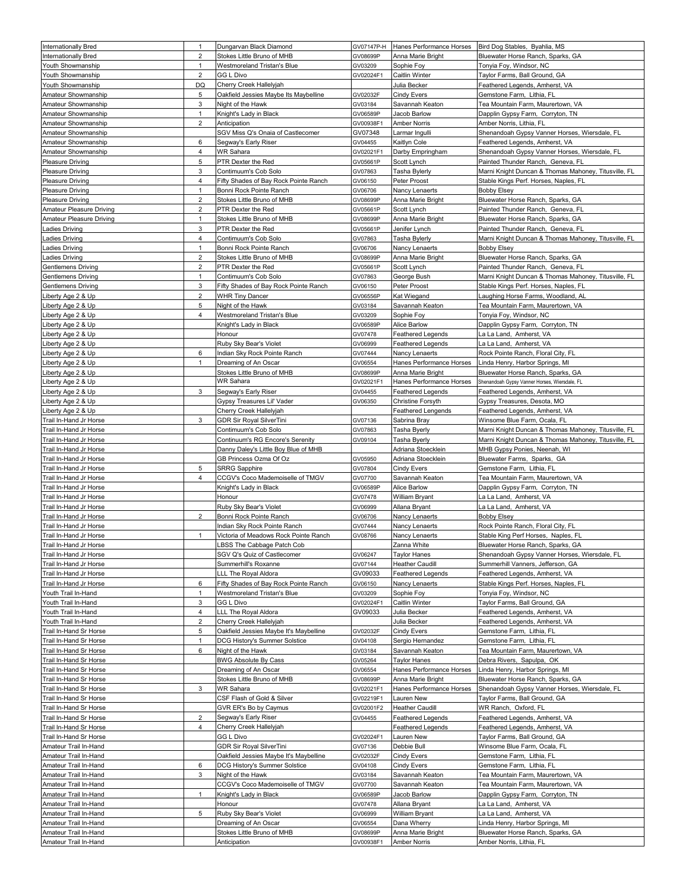| | | | | | |
|---|---|---|---|---|---|
| Internationally Bred | 1 | Dungarvan Black Diamond | GV07147P-H | Hanes Performance Horses | Bird Dog Stables, Byahlia, MS |
| Internationally Bred | 2 | Stokes Little Bruno of MHB | GV08699P | Anna Marie Bright | Bluewater Horse Ranch, Sparks, GA |
| Youth Showmanship | 1 | Westmoreland Tristan's Blue | GV03209 | Sophie Foy | Tonyia Foy, Windsor, NC |
| Youth Showmanship | 2 | GG L Divo | GV02024F1 | Caitlin Winter | Taylor Farms, Ball Ground, GA |
| Youth Showmanship | DQ | Cherry Creek Hallelyjah | | Julia Becker | Feathered Legends, Amherst, VA |
| Amateur Showmanship | 5 | Oakfield Jessies Maybe Its Maybelline | GV02032F | Cindy Evers | Gemstone Farm, Lithia, FL |
| Amateur Showmanship | 3 | Night of the Hawk | GV03184 | Savannah Keaton | Tea Mountain Farm, Maurertown, VA |
| Amateur Showmanship | 1 | Knight's Lady in Black | GV06589P | Jacob Barlow | Dapplin Gypsy Farm, Corryton, TN |
| Amateur Showmanship | 2 | Anticipation | GV00938F1 | Amber Norris | Amber Norris, Lithia, FL |
| Amateur Showmanship | | SGV Miss Q's Onaia of Castlecomer | GV07348 | Larmar Ingulli | Shenandoah Gypsy Vanner Horses, Wiersdale, FL |
| Amateur Showmanship | 6 | Segway's Early Riser | GV04455 | Kaitlyn Cole | Feathered Legends, Amherst, VA |
| Amateur Showmanship | 4 | WR Sahara | GV02021F1 | Darby Empringham | Shenandoah Gypsy Vanner Horses, Wiersdale, FL |
| Pleasure Driving | 5 | PTR Dexter the Red | GV05661P | Scott Lynch | Painted Thunder Ranch, Geneva, FL |
| Pleasure Driving | 3 | Continuum's Cob Solo | GV07863 | Tasha Bylerly | Marni Knight Duncan & Thomas Mahoney, Titusville, FL |
| Pleasure Driving | 4 | Fifty Shades of Bay Rock Pointe Ranch | GV06150 | Peter Proost | Stable Kings Perf. Horses, Naples, FL |
| Pleasure Driving | 1 | Bonni Rock Pointe Ranch | GV06706 | Nancy Lenaerts | Bobby Elsey |
| Pleasure Driving | 2 | Stokes Little Bruno of MHB | GV08699P | Anna Marie Bright | Bluewater Horse Ranch, Sparks, GA |
| Amateur Pleasure Driving | 2 | PTR Dexter the Red | GV05661P | Scott Lynch | Painted Thunder Ranch, Geneva, FL |
| Amateur Pleasure Driving | 1 | Stokes Little Bruno of MHB | GV08699P | Anna Marie Bright | Bluewater Horse Ranch, Sparks, GA |
| Ladies Driving | 3 | PTR Dexter the Red | GV05661P | Jenifer Lynch | Painted Thunder Ranch, Geneva, FL |
| Ladies Driving | 4 | Continuum's Cob Solo | GV07863 | Tasha Bylerly | Marni Knight Duncan & Thomas Mahoney, Titusville, FL |
| Ladies Driving | 1 | Bonni Rock Pointe Ranch | GV06706 | Nancy Lenaerts | Bobby Elsey |
| Ladies Driving | 2 | Stokes Little Bruno of MHB | GV08699P | Anna Marie Bright | Bluewater Horse Ranch, Sparks, GA |
| Gentlemens Driving | 2 | PTR Dexter the Red | GV05661P | Scott Lynch | Painted Thunder Ranch, Geneva, FL |
| Gentlemens Driving | 1 | Continuum's Cob Solo | GV07863 | George Bush | Marni Knight Duncan & Thomas Mahoney, Titusville, FL |
| Gentlemens Driving | 3 | Fifty Shades of Bay Rock Pointe Ranch | GV06150 | Peter Proost | Stable Kings Perf. Horses, Naples, FL |
| Liberty Age 2 & Up | 2 | WHR Tiny Dancer | GV06556P | Kat Wiegand | Laughing Horse Farms, Woodland, AL |
| Liberty Age 2 & Up | 5 | Night of the Hawk | GV03184 | Savannah Keaton | Tea Mountain Farm, Maurertown, VA |
| Liberty Age 2 & Up | 4 | Westmoreland Tristan's Blue | GV03209 | Sophie Foy | Tonyia Foy, Windsor, NC |
| Liberty Age 2 & Up | | Knight's Lady in Black | GV06589P | Alice Barlow | Dapplin Gypsy Farm, Corryton, TN |
| Liberty Age 2 & Up | | Honour | GV07478 | Feathered Legends | La La Land, Amherst, VA |
| Liberty Age 2 & Up | | Ruby Sky Bear's Violet | GV06999 | Feathered Legends | La La Land, Amherst, VA |
| Liberty Age 2 & Up | 6 | Indian Sky Rock Pointe Ranch | GV07444 | Nancy Lenaerts | Rock Pointe Ranch, Floral City, FL |
| Liberty Age 2 & Up | 1 | Dreaming of An Oscar | GV06554 | Hanes Performance Horses | Linda Henry, Harbor Springs, MI |
| Liberty Age 2 & Up | | Stokes Little Bruno of MHB | GV08699P | Anna Marie Bright | Bluewater Horse Ranch, Sparks, GA |
| Liberty Age 2 & Up | | WR Sahara | GV02021F1 | Hanes Performance Horses | Shenandoah Gypsy Vanner Horses, Wiersdale, FL |
| Liberty Age 2 & Up | 3 | Segway's Early Riser | GV04455 | Feathered Legends | Feathered Legends, Amherst, VA |
| Liberty Age 2 & Up | | Gypsy Treasures Lil' Vader | GV06350 | Christine Forsyth | Gypsy Treasures, Desota, MO |
| Liberty Age 2 & Up | | Cherry Creek Hallelyjah | | Feathered Lengends | Feathered Legends, Amherst, VA |
| Trail In-Hand Jr Horse | 3 | GDR Sir Royal SilverTini | GV07136 | Sabrina Bray | Winsome Blue Farm, Ocala, FL |
| Trail In-Hand Jr Horse | | Continuum's Cob Solo | GV07863 | Tasha Byerly | Marni Knight Duncan & Thomas Mahoney, Titusville, FL |
| Trail In-Hand Jr Horse | | Continuum's RG Encore's Serenity | GV09104 | Tasha Byerly | Marni Knight Duncan & Thomas Mahoney, Titusville, FL |
| Trail In-Hand Jr Horse | | Danny Daley's Little Boy Blue of MHB | | Adriana Stoecklein | MHB Gypsy Ponies, Neenah, WI |
| Trail In-Hand Jr Horse | | GB Princess Ozma Of Oz | GV05950 | Adriana Stoecklein | Bluewater Farms, Sparks, GA |
| Trail In-Hand Jr Horse | 5 | SRRG Sapphire | GV07804 | Cindy Evers | Gemstone Farm, Lithia, FL |
| Trail In-Hand Jr Horse | 4 | CCGV's Coco Mademoiselle of TMGV | GV07700 | Savannah Keaton | Tea Mountain Farm, Maurertown, VA |
| Trail In-Hand Jr Horse | | Knight's Lady in Black | GV06589P | Alice Barlow | Dapplin Gypsy Farm, Corryton, TN |
| Trail In-Hand Jr Horse | | Honour | GV07478 | William Bryant | La La Land, Amherst, VA |
| Trail In-Hand Jr Horse | | Ruby Sky Bear's Violet | GV06999 | Allana Bryant | La La Land, Amherst, VA |
| Trail In-Hand Jr Horse | 2 | Bonni Rock Pointe Ranch | GV06706 | Nancy Lenaerts | Bobby Elsey |
| Trail In-Hand Jr Horse | | Indian Sky Rock Pointe Ranch | GV07444 | Nancy Lenaerts | Rock Pointe Ranch, Floral City, FL |
| Trail In-Hand Jr Horse | 1 | Victoria of Meadows Rock Pointe Ranch | GV08766 | Nancy Lenaerts | Stable King Perf Horses, Naples, FL |
| Trail In-Hand Jr Horse | | LBSS The Cabbage Patch Cob | | Zanna White | Bluewater Horse Ranch, Sparks, GA |
| Trail In-Hand Jr Horse | | SGV Q's Quiz of Castlecomer | GV06247 | Taylor Hanes | Shenandoah Gypsy Vanner Horses, Wiersdale, FL |
| Trail In-Hand Jr Horse | | Summerhill's Roxanne | GV07144 | Heather Caudill | Summerhill Vanners, Jefferson, GA |
| Trail In-Hand Jr Horse | | LLL The Royal Aldora | GV09033 | Feathered Legends | Feathered Legends, Amherst, VA |
| Trail In-Hand Jr Horse | 6 | Fifty Shades of Bay Rock Pointe Ranch | GV06150 | Nancy Lenaerts | Stable Kings Perf. Horses, Naples, FL |
| Youth Trail In-Hand | 1 | Westmoreland Tristan's Blue | GV03209 | Sophie Foy | Tonyia Foy, Windsor, NC |
| Youth Trail In-Hand | 3 | GG L Divo | GV02024F1 | Caitlin Winter | Taylor Farms, Ball Ground, GA |
| Youth Trail In-Hand | 4 | LLL The Royal Aldora | GV09033 | Julia Becker | Feathered Legends, Amherst, VA |
| Youth Trail In-Hand | 2 | Cherry Creek Hallelyjah | | Julia Becker | Feathered Legends, Amherst, VA |
| Trail In-Hand Sr Horse | 5 | Oakfield Jessies Maybe It's Maybelline | GV02032F | Cindy Evers | Gemstone Farm, Lithia, FL |
| Trail In-Hand Sr Horse | 1 | DCG History's Summer Solstice | GV04108 | Sergio Hernandez | Gemstone Farm, Lithia, FL |
| Trail In-Hand Sr Horse | 6 | Night of the Hawk | GV03184 | Savannah Keaton | Tea Mountain Farm, Maurertown, VA |
| Trail In-Hand Sr Horse | | BWG Absolute By Cass | GV05264 | Taylor Hanes | Debra Rivers, Sapulpa, OK |
| Trail In-Hand Sr Horse | | Dreaming of An Oscar | GV06554 | Hanes Performance Horses | Linda Henry, Harbor Springs, MI |
| Trail In-Hand Sr Horse | | Stokes Little Bruno of MHB | GV08699P | Anna Marie Bright | Bluewater Horse Ranch, Sparks, GA |
| Trail In-Hand Sr Horse | 3 | WR Sahara | GV02021F1 | Hanes Performance Horses | Shenandoah Gypsy Vanner Horses, Wiersdale, FL |
| Trail In-Hand Sr Horse | | CSF Flash of Gold & Silver | GV02219F1 | Lauren New | Taylor Farms, Ball Ground, GA |
| Trail In-Hand Sr Horse | | GVR ER's Bo by Caymus | GV02001F2 | Heather Caudill | WR Ranch, Oxford, FL |
| Trail In-Hand Sr Horse | 2 | Segway's Early Riser | GV04455 | Feathered Legends | Feathered Legends, Amherst, VA |
| Trail In-Hand Sr Horse | 4 | Cherry Creek Hallelyjah | | Feathered Legends | Feathered Legends, Amherst, VA |
| Trail In-Hand Sr Horse | | GG L Divo | GV02024F1 | Lauren New | Taylor Farms, Ball Ground, GA |
| Amateur Trail In-Hand | | GDR Sir Royal SilverTini | GV07136 | Debbie Bull | Winsome Blue Farm, Ocala, FL |
| Amateur Trail In-Hand | | Oakfield Jessies Maybe It's Maybelline | GV02032F | Cindy Evers | Gemstone Farm, Lithia, FL |
| Amateur Trail In-Hand | 6 | DCG History's Summer Solstice | GV04108 | Cindy Evers | Gemstone Farm, Lithia, FL |
| Amateur Trail In-Hand | 3 | Night of the Hawk | GV03184 | Savannah Keaton | Tea Mountain Farm, Maurertown, VA |
| Amateur Trail In-Hand | | CCGV's Coco Mademoiselle of TMGV | GV07700 | Savannah Keaton | Tea Mountain Farm, Maurertown, VA |
| Amateur Trail In-Hand | 1 | Knight's Lady in Black | GV06589P | Jacob Barlow | Dapplin Gypsy Farm, Corryton, TN |
| Amateur Trail In-Hand | | Honour | GV07478 | Allana Bryant | La La Land, Amherst, VA |
| Amateur Trail In-Hand | 5 | Ruby Sky Bear's Violet | GV06999 | William Bryant | La La Land, Amherst, VA |
| Amateur Trail In-Hand | | Dreaming of An Oscar | GV06554 | Dana Wherry | Linda Henry, Harbor Springs, MI |
| Amateur Trail In-Hand | | Stokes Little Bruno of MHB | GV08699P | Anna Marie Bright | Bluewater Horse Ranch, Sparks, GA |
| Amateur Trail In-Hand | | Anticipation | GV00938F1 | Amber Norris | Amber Norris, Lithia, FL |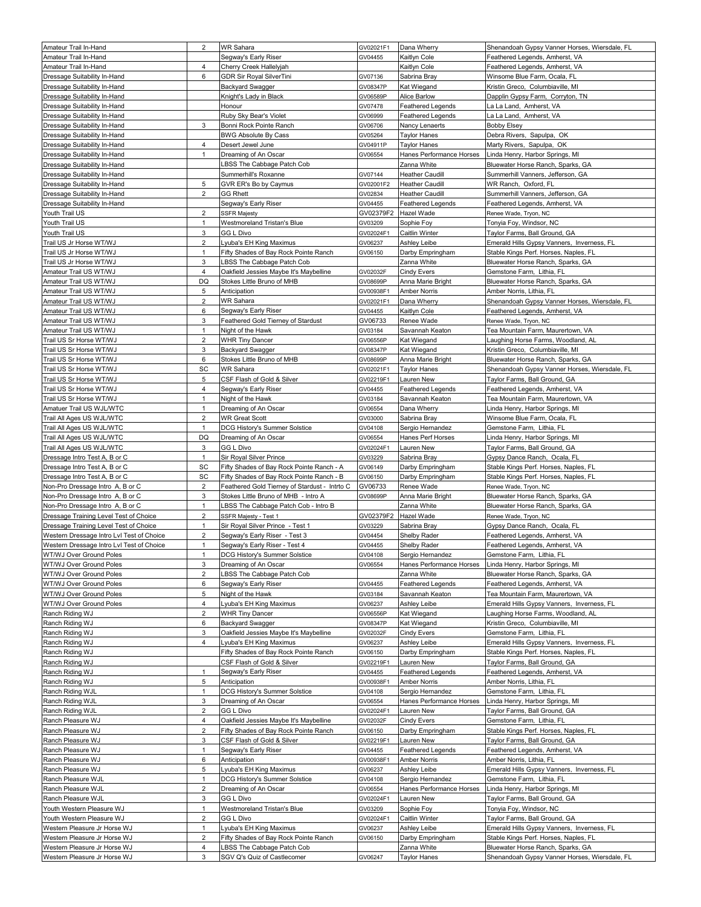| | | | | | |
|---|---|---|---|---|---|
| Amateur Trail In-Hand | 2 | WR Sahara | GV02021F1 | Dana Wherry | Shenandoah Gypsy Vanner Horses, Wiersdale, FL |
| Amateur Trail In-Hand | | Segway's Early Riser | GV04455 | Kaitlyn Cole | Feathered Legends, Amherst, VA |
| Amateur Trail In-Hand | 4 | Cherry Creek Hallelyjah | | Kaitlyn Cole | Feathered Legends, Amherst, VA |
| Dressage Suitability In-Hand | 6 | GDR Sir Royal SilverTini | GV07136 | Sabrina Bray | Winsome Blue Farm, Ocala, FL |
| Dressage Suitability In-Hand | | Backyard Swagger | GV08347P | Kat Wiegand | Kristin Greco, Columbiaville, MI |
| Dressage Suitability In-Hand | | Knight's Lady in Black | GV06589P | Alice Barlow | Dapplin Gypsy Farm, Corryton, TN |
| Dressage Suitability In-Hand | | Honour | GV07478 | Feathered Legends | La La Land, Amherst, VA |
| Dressage Suitability In-Hand | | Ruby Sky Bear's Violet | GV06999 | Feathered Legends | La La Land, Amherst, VA |
| Dressage Suitability In-Hand | 3 | Bonni Rock Pointe Ranch | GV06706 | Nancy Lenaerts | Bobby Elsey |
| Dressage Suitability In-Hand | | BWG Absolute By Cass | GV05264 | Taylor Hanes | Debra Rivers, Sapulpa, OK |
| Dressage Suitability In-Hand | 4 | Desert Jewel June | GV04911P | Taylor Hanes | Marty Rivers, Sapulpa, OK |
| Dressage Suitability In-Hand | 1 | Dreaming of An Oscar | GV06554 | Hanes Performance Horses | Linda Henry, Harbor Springs, MI |
| Dressage Suitability In-Hand | | LBSS The Cabbage Patch Cob | | Zanna White | Bluewater Horse Ranch, Sparks, GA |
| Dressage Suitability In-Hand | | Summerhill's Roxanne | GV07144 | Heather Caudill | Summerhill Vanners, Jefferson, GA |
| Dressage Suitability In-Hand | 5 | GVR ER's Bo by Caymus | GV02001F2 | Heather Caudill | WR Ranch, Oxford, FL |
| Dressage Suitability In-Hand | 2 | GG Rhett | GV02834 | Heather Caudill | Summerhill Vanners, Jefferson, GA |
| Dressage Suitability In-Hand | | Segway's Early Riser | GV04455 | Feathered Legends | Feathered Legends, Amherst, VA |
| Youth Trail US | 2 | SSFR Majesty | GV02379F2 | Hazel Wade | Renee Wade, Tryon, NC |
| Youth Trail US | 1 | Westmoreland Tristan's Blue | GV03209 | Sophie Foy | Tonyia Foy, Windsor, NC |
| Youth Trail US | 3 | GG L Divo | GV02024F1 | Caitlin Winter | Taylor Farms, Ball Ground, GA |
| Trail US Jr Horse WT/WJ | 2 | Lyuba's EH King Maximus | GV06237 | Ashley Leibe | Emerald Hills Gypsy Vanners, Inverness, FL |
| Trail US Jr Horse WT/WJ | 1 | Fifty Shades of Bay Rock Pointe Ranch | GV06150 | Darby Empringham | Stable Kings Perf. Horses, Naples, FL |
| Trail US Jr Horse WT/WJ | 3 | LBSS The Cabbage Patch Cob | | Zanna White | Bluewater Horse Ranch, Sparks, GA |
| Amateur Trail US WT/WJ | 4 | Oakfield Jessies Maybe It's Maybelline | GV02032F | Cindy Evers | Gemstone Farm, Lithia, FL |
| Amateur Trail US WT/WJ | DQ | Stokes Little Bruno of MHB | GV08699P | Anna Marie Bright | Bluewater Horse Ranch, Sparks, GA |
| Amateur Trail US WT/WJ | 5 | Anticipation | GV00938F1 | Amber Norris | Amber Norris, Lithia, FL |
| Amateur Trail US WT/WJ | 2 | WR Sahara | GV02021F1 | Dana Wherry | Shenandoah Gypsy Vanner Horses, Wiersdale, FL |
| Amateur Trail US WT/WJ | 6 | Segway's Early Riser | GV04455 | Kaitlyn Cole | Feathered Legends, Amherst, VA |
| Amateur Trail US WT/WJ | 3 | Feathered Gold Tierney of Stardust | GV06733 | Renee Wade | Renee Wade, Tryon, NC |
| Amateur Trail US WT/WJ | 1 | Night of the Hawk | GV03184 | Savannah Keaton | Tea Mountain Farm, Maurertown, VA |
| Trail US Sr Horse WT/WJ | 2 | WHR Tiny Dancer | GV06556P | Kat Wiegand | Laughing Horse Farms, Woodland, AL |
| Trail US Sr Horse WT/WJ | 3 | Backyard Swagger | GV08347P | Kat Wiegand | Kristin Greco, Columbiaville, MI |
| Trail US Sr Horse WT/WJ | 6 | Stokes Little Bruno of MHB | GV08699P | Anna Marie Bright | Bluewater Horse Ranch, Sparks, GA |
| Trail US Sr Horse WT/WJ | SC | WR Sahara | GV02021F1 | Taylor Hanes | Shenandoah Gypsy Vanner Horses, Wiersdale, FL |
| Trail US Sr Horse WT/WJ | 5 | CSF Flash of Gold & Silver | GV02219F1 | Lauren New | Taylor Farms, Ball Ground, GA |
| Trail US Sr Horse WT/WJ | 4 | Segway's Early Riser | GV04455 | Feathered Legends | Feathered Legends, Amherst, VA |
| Trail US Sr Horse WT/WJ | 1 | Night of the Hawk | GV03184 | Savannah Keaton | Tea Mountain Farm, Maurertown, VA |
| Amatuer Trail US WJL/WTC | 1 | Dreaming of An Oscar | GV06554 | Dana Wherry | Linda Henry, Harbor Springs, MI |
| Trail All Ages US WJL/WTC | 2 | WR Great Scott | GV03000 | Sabrina Bray | Winsome Blue Farm, Ocala, FL |
| Trail All Ages US WJL/WTC | 1 | DCG History's Summer Solstice | GV04108 | Sergio Hernandez | Gemstone Farm, Lithia, FL |
| Trail All Ages US WJL/WTC | DQ | Dreaming of An Oscar | GV06554 | Hanes Perf Horses | Linda Henry, Harbor Springs, MI |
| Trail All Ages US WJL/WTC | 3 | GG L Divo | GV02024F1 | Lauren New | Taylor Farms, Ball Ground, GA |
| Dressage Intro Test A, B or C | 1 | Sir Royal Silver Prince | GV03229 | Sabrina Bray | Gypsy Dance Ranch, Ocala, FL |
| Dressage Intro Test A, B or C | SC | Fifty Shades of Bay Rock Pointe Ranch - A | GV06149 | Darby Empringham | Stable Kings Perf. Horses, Naples, FL |
| Dressage Intro Test A, B or C | SC | Fifty Shades of Bay Rock Pointe Ranch - B | GV06150 | Darby Empringham | Stable Kings Perf. Horses, Naples, FL |
| Non-Pro Dressage Intro A, B or C | 2 | Feathered Gold Tierney of Stardust - Intrto C | GV06733 | Renee Wade | Renee Wade, Tryon, NC |
| Non-Pro Dressage Intro A, B or C | 3 | Stokes Little Bruno of MHB - Intro A | GV08699P | Anna Marie Bright | Bluewater Horse Ranch, Sparks, GA |
| Non-Pro Dressage Intro A, B or C | 1 | LBSS The Cabbage Patch Cob - Intro B | | Zanna White | Bluewater Horse Ranch, Sparks, GA |
| Dressage Training Level Test of Choice | 2 | SSFR Majesty - Test 1 | GV02379F2 | Hazel Wade | Renee Wade, Tryon, NC |
| Dressage Training Level Test of Choice | 1 | Sir Royal Silver Prince - Test 1 | GV03229 | Sabrina Bray | Gypsy Dance Ranch, Ocala, FL |
| Western Dressage Intro Lvl Test of Choice | 2 | Segway's Early Riser - Test 3 | GV04454 | Shelby Rader | Feathered Legends, Amherst, VA |
| Western Dressage Intro Lvl Test of Choice | 1 | Segway's Early Riser - Test 4 | GV04455 | Shelby Rader | Feathered Legends, Amherst, VA |
| WT/WJ Over Ground Poles | 1 | DCG History's Summer Solstice | GV04108 | Sergio Hernandez | Gemstone Farm, Lithia, FL |
| WT/WJ Over Ground Poles | 3 | Dreaming of An Oscar | GV06554 | Hanes Performance Horses | Linda Henry, Harbor Springs, MI |
| WT/WJ Over Ground Poles | 2 | LBSS The Cabbage Patch Cob | | Zanna White | Bluewater Horse Ranch, Sparks, GA |
| WT/WJ Over Ground Poles | 6 | Segway's Early Riser | GV04455 | Feathered Legends | Feathered Legends, Amherst, VA |
| WT/WJ Over Ground Poles | 5 | Night of the Hawk | GV03184 | Savannah Keaton | Tea Mountain Farm, Maurertown, VA |
| WT/WJ Over Ground Poles | 4 | Lyuba's EH King Maximus | GV06237 | Ashley Leibe | Emerald Hills Gypsy Vanners, Inverness, FL |
| Ranch Riding WJ | 2 | WHR Tiny Dancer | GV06556P | Kat Wiegand | Laughing Horse Farms, Woodland, AL |
| Ranch Riding WJ | 6 | Backyard Swagger | GV08347P | Kat Wiegand | Kristin Greco, Columbiaville, MI |
| Ranch Riding WJ | 3 | Oakfield Jessies Maybe It's Maybelline | GV02032F | Cindy Evers | Gemstone Farm, Lithia, FL |
| Ranch Riding WJ | 4 | Lyuba's EH King Maximus | GV06237 | Ashley Leibe | Emerald Hills Gypsy Vanners, Inverness, FL |
| Ranch Riding WJ | | Fifty Shades of Bay Rock Pointe Ranch | GV06150 | Darby Empringham | Stable Kings Perf. Horses, Naples, FL |
| Ranch Riding WJ | | CSF Flash of Gold & Silver | GV02219F1 | Lauren New | Taylor Farms, Ball Ground, GA |
| Ranch Riding WJ | 1 | Segway's Early Riser | GV04455 | Feathered Legends | Feathered Legends, Amherst, VA |
| Ranch Riding WJ | 5 | Anticipation | GV00938F1 | Amber Norris | Amber Norris, Lithia, FL |
| Ranch Riding WJL | 1 | DCG History's Summer Solstice | GV04108 | Sergio Hernandez | Gemstone Farm, Lithia, FL |
| Ranch Riding WJL | 3 | Dreaming of An Oscar | GV06554 | Hanes Performance Horses | Linda Henry, Harbor Springs, MI |
| Ranch Riding WJL | 2 | GG L Divo | GV02024F1 | Lauren New | Taylor Farms, Ball Ground, GA |
| Ranch Pleasure WJ | 4 | Oakfield Jessies Maybe It's Maybelline | GV02032F | Cindy Evers | Gemstone Farm, Lithia, FL |
| Ranch Pleasure WJ | 2 | Fifty Shades of Bay Rock Pointe Ranch | GV06150 | Darby Empringham | Stable Kings Perf. Horses, Naples, FL |
| Ranch Pleasure WJ | 3 | CSF Flash of Gold & Silver | GV02219F1 | Lauren New | Taylor Farms, Ball Ground, GA |
| Ranch Pleasure WJ | 1 | Segway's Early Riser | GV04455 | Feathered Legends | Feathered Legends, Amherst, VA |
| Ranch Pleasure WJ | 6 | Anticipation | GV00938F1 | Amber Norris | Amber Norris, Lithia, FL |
| Ranch Pleasure WJ | 5 | Lyuba's EH King Maximus | GV06237 | Ashley Leibe | Emerald Hills Gypsy Vanners, Inverness, FL |
| Ranch Pleasure WJL | 1 | DCG History's Summer Solstice | GV04108 | Sergio Hernandez | Gemstone Farm, Lithia, FL |
| Ranch Pleasure WJL | 2 | Dreaming of An Oscar | GV06554 | Hanes Performance Horses | Linda Henry, Harbor Springs, MI |
| Ranch Pleasure WJL | 3 | GG L Divo | GV02024F1 | Lauren New | Taylor Farms, Ball Ground, GA |
| Youth Western Pleasure WJ | 1 | Westmoreland Tristan's Blue | GV03209 | Sophie Foy | Tonyia Foy, Windsor, NC |
| Youth Western Pleasure WJ | 2 | GG L Divo | GV02024F1 | Caitlin Winter | Taylor Farms, Ball Ground, GA |
| Western Pleasure Jr Horse WJ | 1 | Lyuba's EH King Maximus | GV06237 | Ashley Leibe | Emerald Hills Gypsy Vanners, Inverness, FL |
| Western Pleasure Jr Horse WJ | 2 | Fifty Shades of Bay Rock Pointe Ranch | GV06150 | Darby Empringham | Stable Kings Perf. Horses, Naples, FL |
| Western Pleasure Jr Horse WJ | 4 | LBSS The Cabbage Patch Cob | | Zanna White | Bluewater Horse Ranch, Sparks, GA |
| Western Pleasure Jr Horse WJ | 3 | SGV Q's Quiz of Castlecomer | GV06247 | Taylor Hanes | Shenandoah Gypsy Vanner Horses, Wiersdale, FL |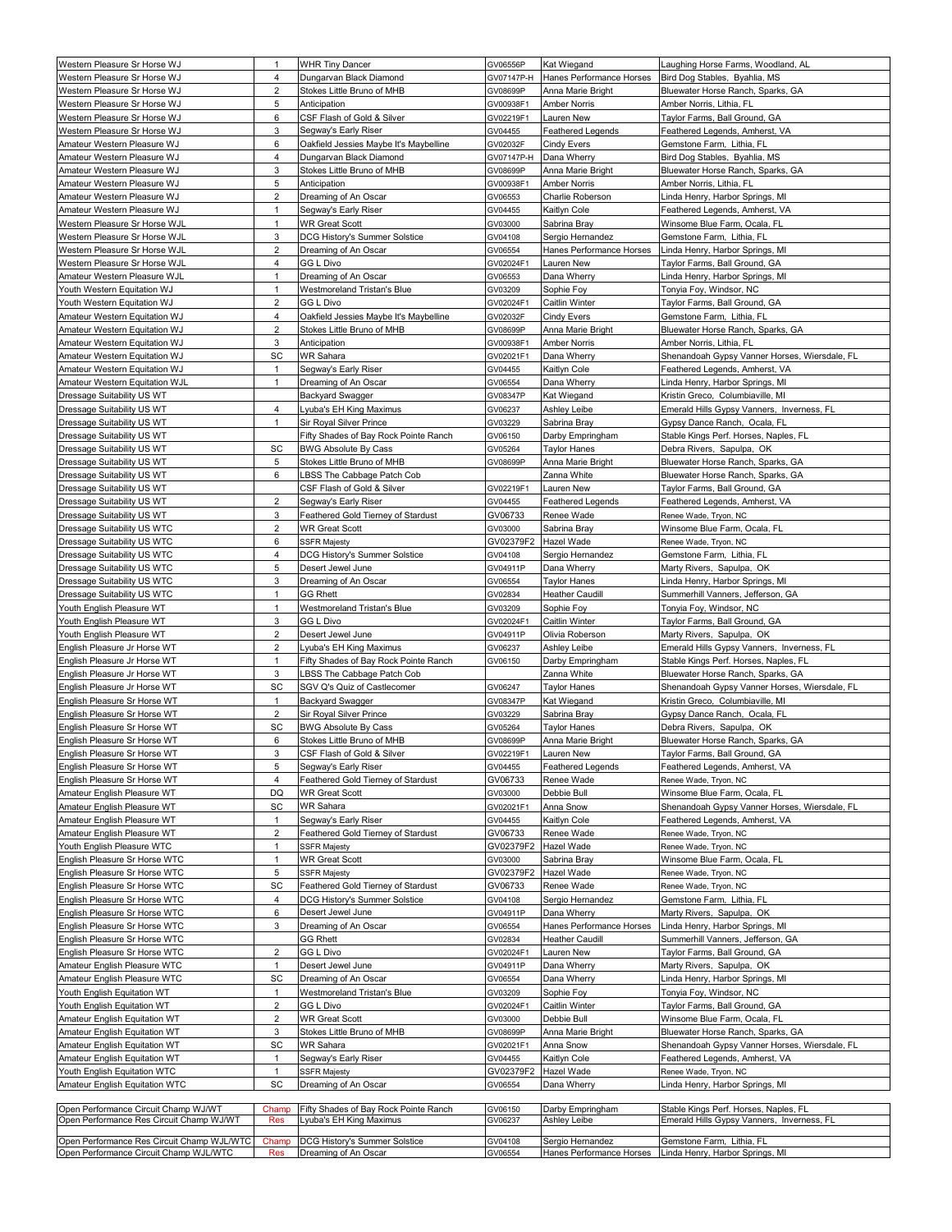| | | | | | |
|---|---|---|---|---|---|
| Western Pleasure Sr Horse WJ | 1 | WHR Tiny Dancer | GV06556P | Kat Wiegand | Laughing Horse Farms, Woodland, AL |
| Western Pleasure Sr Horse WJ | 4 | Dungarvan Black Diamond | GV07147P-H | Hanes Performance Horses | Bird Dog Stables, Byahlia, MS |
| Western Pleasure Sr Horse WJ | 2 | Stokes Little Bruno of MHB | GV08699P | Anna Marie Bright | Bluewater Horse Ranch, Sparks, GA |
| Western Pleasure Sr Horse WJ | 5 | Anticipation | GV00938F1 | Amber Norris | Amber Norris, Lithia, FL |
| Western Pleasure Sr Horse WJ | 6 | CSF Flash of Gold & Silver | GV02219F1 | Lauren New | Taylor Farms, Ball Ground, GA |
| Western Pleasure Sr Horse WJ | 3 | Segway's Early Riser | GV04455 | Feathered Legends | Feathered Legends, Amherst, VA |
| Amateur Western Pleasure WJ | 6 | Oakfield Jessies Maybe It's Maybelline | GV02032F | Cindy Evers | Gemstone Farm, Lithia, FL |
| Amateur Western Pleasure WJ | 4 | Dungarvan Black Diamond | GV07147P-H | Dana Wherry | Bird Dog Stables, Byahlia, MS |
| Amateur Western Pleasure WJ | 3 | Stokes Little Bruno of MHB | GV08699P | Anna Marie Bright | Bluewater Horse Ranch, Sparks, GA |
| Amateur Western Pleasure WJ | 5 | Anticipation | GV00938F1 | Amber Norris | Amber Norris, Lithia, FL |
| Amateur Western Pleasure WJ | 2 | Dreaming of An Oscar | GV06553 | Charlie Roberson | Linda Henry, Harbor Springs, MI |
| Amateur Western Pleasure WJ | 1 | Segway's Early Riser | GV04455 | Kaitlyn Cole | Feathered Legends, Amherst, VA |
| Western Pleasure Sr Horse WJL | 1 | WR Great Scott | GV03000 | Sabrina Bray | Winsome Blue Farm, Ocala, FL |
| Western Pleasure Sr Horse WJL | 3 | DCG History's Summer Solstice | GV04108 | Sergio Hernandez | Gemstone Farm, Lithia, FL |
| Western Pleasure Sr Horse WJL | 2 | Dreaming of An Oscar | GV06554 | Hanes Performance Horses | Linda Henry, Harbor Springs, MI |
| Western Pleasure Sr Horse WJL | 4 | GG L Divo | GV02024F1 | Lauren New | Taylor Farms, Ball Ground, GA |
| Amateur Western Pleasure WJL | 1 | Dreaming of An Oscar | GV06553 | Dana Wherry | Linda Henry, Harbor Springs, MI |
| Youth Western Equitation WJ | 1 | Westmoreland Tristan's Blue | GV03209 | Sophie Foy | Tonyia Foy, Windsor, NC |
| Youth Western Equitation WJ | 2 | GG L Divo | GV02024F1 | Caitlin Winter | Taylor Farms, Ball Ground, GA |
| Amateur Western Equitation WJ | 4 | Oakfield Jessies Maybe It's Maybelline | GV02032F | Cindy Evers | Gemstone Farm, Lithia, FL |
| Amateur Western Equitation WJ | 2 | Stokes Little Bruno of MHB | GV08699P | Anna Marie Bright | Bluewater Horse Ranch, Sparks, GA |
| Amateur Western Equitation WJ | 3 | Anticipation | GV00938F1 | Amber Norris | Amber Norris, Lithia, FL |
| Amateur Western Equitation WJ | SC | WR Sahara | GV02021F1 | Dana Wherry | Shenandoah Gypsy Vanner Horses, Wiersdale, FL |
| Amateur Western Equitation WJ | 1 | Segway's Early Riser | GV04455 | Kaitlyn Cole | Feathered Legends, Amherst, VA |
| Amateur Western Equitation WJL | 1 | Dreaming of An Oscar | GV06554 | Dana Wherry | Linda Henry, Harbor Springs, MI |
| Dressage Suitability US WT | | Backyard Swagger | GV08347P | Kat Wiegand | Kristin Greco, Columbiaville, MI |
| Dressage Suitability US WT | 4 | Lyuba's EH King Maximus | GV06237 | Ashley Leibe | Emerald Hills Gypsy Vanners, Inverness, FL |
| Dressage Suitability US WT | 1 | Sir Royal Silver Prince | GV03229 | Sabrina Bray | Gypsy Dance Ranch, Ocala, FL |
| Dressage Suitability US WT | | Fifty Shades of Bay Rock Pointe Ranch | GV06150 | Darby Empringham | Stable Kings Perf. Horses, Naples, FL |
| Dressage Suitability US WT | SC | BWG Absolute By Cass | GV05264 | Taylor Hanes | Debra Rivers, Sapulpa, OK |
| Dressage Suitability US WT | 5 | Stokes Little Bruno of MHB | GV08699P | Anna Marie Bright | Bluewater Horse Ranch, Sparks, GA |
| Dressage Suitability US WT | 6 | LBSS The Cabbage Patch Cob | | Zanna White | Bluewater Horse Ranch, Sparks, GA |
| Dressage Suitability US WT | | CSF Flash of Gold & Silver | GV02219F1 | Lauren New | Taylor Farms, Ball Ground, GA |
| Dressage Suitability US WT | 2 | Segway's Early Riser | GV04455 | Feathered Legends | Feathered Legends, Amherst, VA |
| Dressage Suitability US WT | 3 | Feathered Gold Tierney of Stardust | GV06733 | Renee Wade | Renee Wade, Tryon, NC |
| Dressage Suitability US WTC | 2 | WR Great Scott | GV03000 | Sabrina Bray | Winsome Blue Farm, Ocala, FL |
| Dressage Suitability US WTC | 6 | SSFR Majesty | GV02379F2 | Hazel Wade | Renee Wade, Tryon, NC |
| Dressage Suitability US WTC | 4 | DCG History's Summer Solstice | GV04108 | Sergio Hernandez | Gemstone Farm, Lithia, FL |
| Dressage Suitability US WTC | 5 | Desert Jewel June | GV04911P | Dana Wherry | Marty Rivers, Sapulpa, OK |
| Dressage Suitability US WTC | 3 | Dreaming of An Oscar | GV06554 | Taylor Hanes | Linda Henry, Harbor Springs, MI |
| Dressage Suitability US WTC | 1 | GG Rhett | GV02834 | Heather Caudill | Summerhill Vanners, Jefferson, GA |
| Youth English Pleasure WT | 1 | Westmoreland Tristan's Blue | GV03209 | Sophie Foy | Tonyia Foy, Windsor, NC |
| Youth English Pleasure WT | 3 | GG L Divo | GV02024F1 | Caitlin Winter | Taylor Farms, Ball Ground, GA |
| Youth English Pleasure WT | 2 | Desert Jewel June | GV04911P | Olivia Roberson | Marty Rivers, Sapulpa, OK |
| English Pleasure Jr Horse WT | 2 | Lyuba's EH King Maximus | GV06237 | Ashley Leibe | Emerald Hills Gypsy Vanners, Inverness, FL |
| English Pleasure Jr Horse WT | 1 | Fifty Shades of Bay Rock Pointe Ranch | GV06150 | Darby Empringham | Stable Kings Perf. Horses, Naples, FL |
| English Pleasure Jr Horse WT | 3 | LBSS The Cabbage Patch Cob | | Zanna White | Bluewater Horse Ranch, Sparks, GA |
| English Pleasure Jr Horse WT | SC | SGV Q's Quiz of Castlecomer | GV06247 | Taylor Hanes | Shenandoah Gypsy Vanner Horses, Wiersdale, FL |
| English Pleasure Sr Horse WT | 1 | Backyard Swagger | GV08347P | Kat Wiegand | Kristin Greco, Columbiaville, MI |
| English Pleasure Sr Horse WT | 2 | Sir Royal Silver Prince | GV03229 | Sabrina Bray | Gypsy Dance Ranch, Ocala, FL |
| English Pleasure Sr Horse WT | SC | BWG Absolute By Cass | GV05264 | Taylor Hanes | Debra Rivers, Sapulpa, OK |
| English Pleasure Sr Horse WT | 6 | Stokes Little Bruno of MHB | GV08699P | Anna Marie Bright | Bluewater Horse Ranch, Sparks, GA |
| English Pleasure Sr Horse WT | 3 | CSF Flash of Gold & Silver | GV02219F1 | Lauren New | Taylor Farms, Ball Ground, GA |
| English Pleasure Sr Horse WT | 5 | Segway's Early Riser | GV04455 | Feathered Legends | Feathered Legends, Amherst, VA |
| English Pleasure Sr Horse WT | 4 | Feathered Gold Tierney of Stardust | GV06733 | Renee Wade | Renee Wade, Tryon, NC |
| Amateur English Pleasure WT | DQ | WR Great Scott | GV03000 | Debbie Bull | Winsome Blue Farm, Ocala, FL |
| Amateur English Pleasure WT | SC | WR Sahara | GV02021F1 | Anna Snow | Shenandoah Gypsy Vanner Horses, Wiersdale, FL |
| Amateur English Pleasure WT | 1 | Segway's Early Riser | GV04455 | Kaitlyn Cole | Feathered Legends, Amherst, VA |
| Amateur English Pleasure WT | 2 | Feathered Gold Tierney of Stardust | GV06733 | Renee Wade | Renee Wade, Tryon, NC |
| Youth English Pleasure WTC | 1 | SSFR Majesty | GV02379F2 | Hazel Wade | Renee Wade, Tryon, NC |
| English Pleasure Sr Horse WTC | 1 | WR Great Scott | GV03000 | Sabrina Bray | Winsome Blue Farm, Ocala, FL |
| English Pleasure Sr Horse WTC | 5 | SSFR Majesty | GV02379F2 | Hazel Wade | Renee Wade, Tryon, NC |
| English Pleasure Sr Horse WTC | SC | Feathered Gold Tierney of Stardust | GV06733 | Renee Wade | Renee Wade, Tryon, NC |
| English Pleasure Sr Horse WTC | 4 | DCG History's Summer Solstice | GV04108 | Sergio Hernandez | Gemstone Farm, Lithia, FL |
| English Pleasure Sr Horse WTC | 6 | Desert Jewel June | GV04911P | Dana Wherry | Marty Rivers, Sapulpa, OK |
| English Pleasure Sr Horse WTC | 3 | Dreaming of An Oscar | GV06554 | Hanes Performance Horses | Linda Henry, Harbor Springs, MI |
| English Pleasure Sr Horse WTC | | GG Rhett | GV02834 | Heather Caudill | Summerhill Vanners, Jefferson, GA |
| English Pleasure Sr Horse WTC | 2 | GG L Divo | GV02024F1 | Lauren New | Taylor Farms, Ball Ground, GA |
| Amateur English Pleasure WTC | 1 | Desert Jewel June | GV04911P | Dana Wherry | Marty Rivers, Sapulpa, OK |
| Amateur English Pleasure WTC | SC | Dreaming of An Oscar | GV06554 | Dana Wherry | Linda Henry, Harbor Springs, MI |
| Youth English Equitation WT | 1 | Westmoreland Tristan's Blue | GV03209 | Sophie Foy | Tonyia Foy, Windsor, NC |
| Youth English Equitation WT | 2 | GG L Divo | GV02024F1 | Caitlin Winter | Taylor Farms, Ball Ground, GA |
| Amateur English Equitation WT | 2 | WR Great Scott | GV03000 | Debbie Bull | Winsome Blue Farm, Ocala, FL |
| Amateur English Equitation WT | 3 | Stokes Little Bruno of MHB | GV08699P | Anna Marie Bright | Bluewater Horse Ranch, Sparks, GA |
| Amateur English Equitation WT | SC | WR Sahara | GV02021F1 | Anna Snow | Shenandoah Gypsy Vanner Horses, Wiersdale, FL |
| Amateur English Equitation WT | 1 | Segway's Early Riser | GV04455 | Kaitlyn Cole | Feathered Legends, Amherst, VA |
| Youth English Equitation WTC | 1 | SSFR Majesty | GV02379F2 | Hazel Wade | Renee Wade, Tryon, NC |
| Amateur English Equitation WTC | SC | Dreaming of An Oscar | GV06554 | Dana Wherry | Linda Henry, Harbor Springs, MI |

| | | | | | |
|---|---|---|---|---|---|
| Open Performance Circuit Champ WJ/WT | Champ | Fifty Shades of Bay Rock Pointe Ranch | GV06150 | Darby Empringham | Stable Kings Perf. Horses, Naples, FL |
| Open Performance Res Circuit Champ WJ/WT | Res | Lyuba's EH King Maximus | GV06237 | Ashley Leibe | Emerald Hills Gypsy Vanners, Inverness, FL |

| | | | | | |
|---|---|---|---|---|---|
| Open Performance Res Circuit Champ WJL/WTC | Champ | DCG History's Summer Solstice | GV04108 | Sergio Hernandez | Gemstone Farm, Lithia, FL |
| Open Performance Circuit Champ WJL/WTC | Res | Dreaming of An Oscar | GV06554 | Hanes Performance Horses | Linda Henry, Harbor Springs, MI |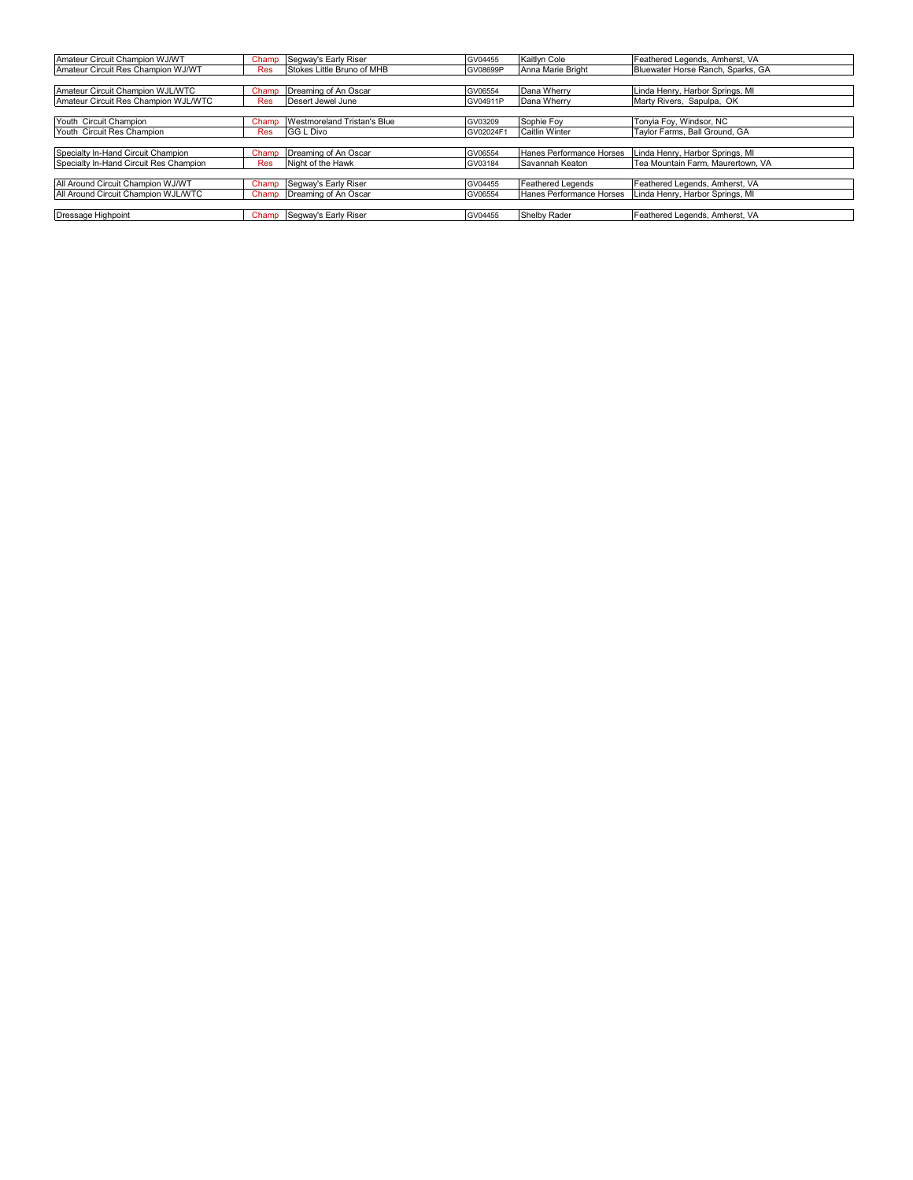| | | | | | |
|---|---|---|---|---|---|
| Amateur Circuit Champion WJ/WT | Champ | Segway's Early Riser | GV04455 | Kaitlyn Cole | Feathered Legends, Amherst, VA |
| Amateur Circuit Res Champion WJ/WT | Res | Stokes Little Bruno of MHB | GV08699P | Anna Marie Bright | Bluewater Horse Ranch, Sparks, GA |
| | | | | | |
| Amateur Circuit Champion WJL/WTC | Champ | Dreaming of An Oscar | GV06554 | Dana Wherry | Linda Henry, Harbor Springs, MI |
| Amateur Circuit Res Champion WJL/WTC | Res | Desert Jewel June | GV04911P | Dana Wherry | Marty Rivers, Sapulpa, OK |
| | | | | | |
| Youth Circuit Champion | Champ | Westmoreland Tristan's Blue | GV03209 | Sophie Foy | Tonyia Foy, Windsor, NC |
| Youth Circuit Res Champion | Res | GG L Divo | GV02024F1 | Caitlin Winter | Taylor Farms, Ball Ground, GA |
| | | | | | |
| Specialty In-Hand Circuit Champion | Champ | Dreaming of An Oscar | GV06554 | Hanes Performance Horses | Linda Henry, Harbor Springs, MI |
| Specialty In-Hand Circuit Res Champion | Res | Night of the Hawk | GV03184 | Savannah Keaton | Tea Mountain Farm, Maurertown, VA |
| | | | | | |
| All Around Circuit Champion WJ/WT | Champ | Segway's Early Riser | GV04455 | Feathered Legends | Feathered Legends, Amherst, VA |
| All Around Circuit Champion WJL/WTC | Champ | Dreaming of An Oscar | GV06554 | Hanes Performance Horses | Linda Henry, Harbor Springs, MI |
| | | | | | |
| Dressage Highpoint | Champ | Segway's Early Riser | GV04455 | Shelby Rader | Feathered Legends, Amherst, VA |